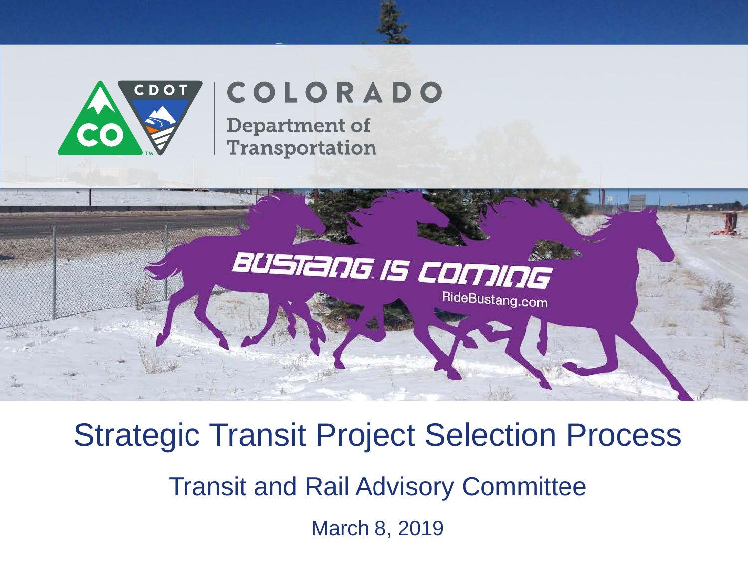COLORADO

Department of Transportation

BUSTANG IS COMING

RideBustang.com

# Strategic Transit Project Selection Process

## Transit and Rail Advisory Committee

March 8, 2019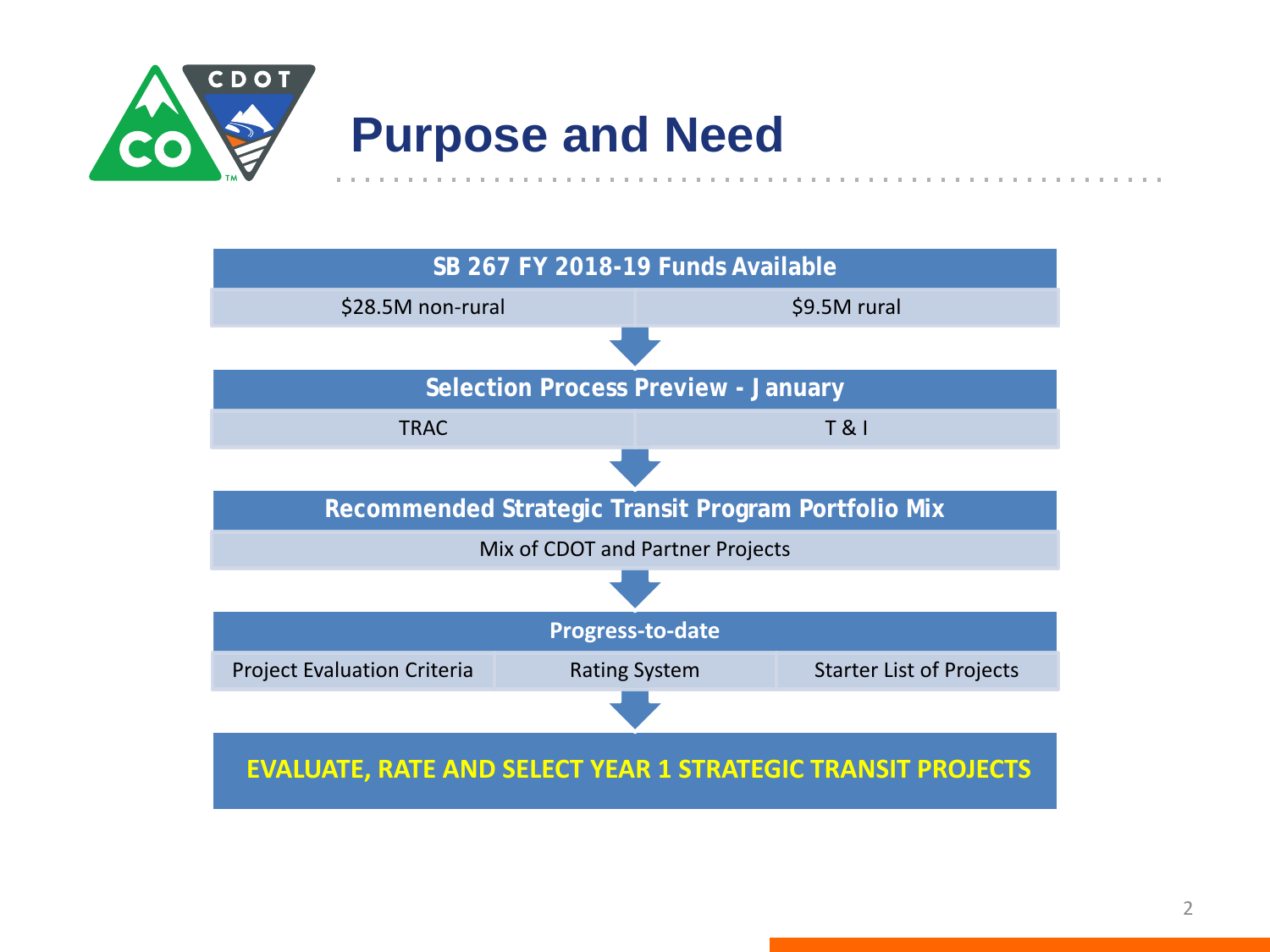# Purpose and Need

| SB 267 FY 2018-19 Funds Available | |
| --- | --- |
| $28.5M non-rural | $9.5M rural |

↓

| Selection Process Preview - January | |
| --- | --- |
| TRAC | T & I |

↓

| Recommended Strategic Transit Program Portfolio Mix |
| --- |
| Mix of CDOT and Partner Projects |

↓

| Progress-to-date | | |
| --- | --- | --- |
| Project Evaluation Criteria | Rating System | Starter List of Projects |

↓

**EVALUATE, RATE AND SELECT YEAR 1 STRATEGIC TRANSIT PROJECTS**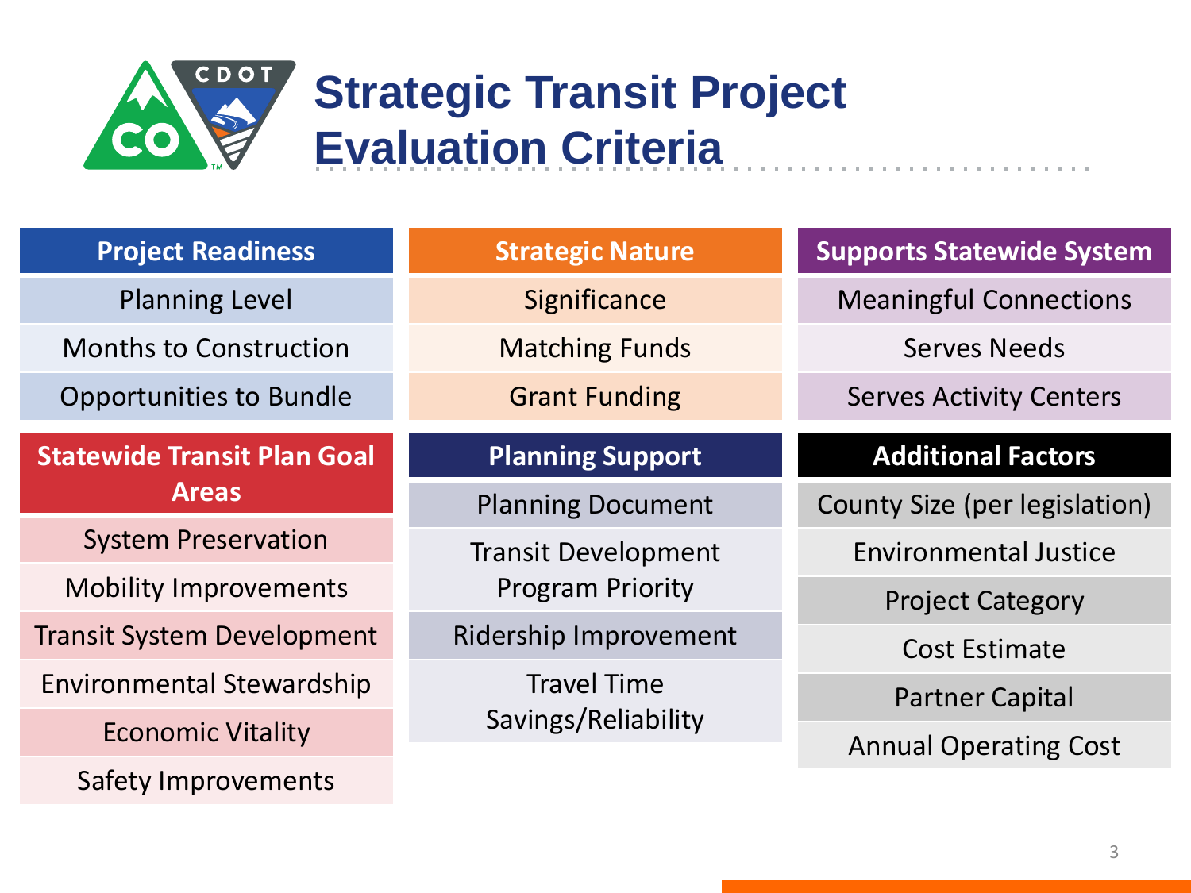# Strategic Transit Project Evaluation Criteria

## Project Readiness

- Planning Level
- Months to Construction
- Opportunities to Bundle

## Strategic Nature

- Significance
- Matching Funds
- Grant Funding

## Supports Statewide System

- Meaningful Connections
- Serves Needs
- Serves Activity Centers

## Statewide Transit Plan Goal Areas

- System Preservation
- Mobility Improvements
- Transit System Development
- Environmental Stewardship
- Economic Vitality
- Safety Improvements

## Planning Support

- Planning Document
- Transit Development Program Priority
- Ridership Improvement
- Travel Time Savings/Reliability

## Additional Factors

- County Size (per legislation)
- Environmental Justice
- Project Category
- Cost Estimate
- Partner Capital
- Annual Operating Cost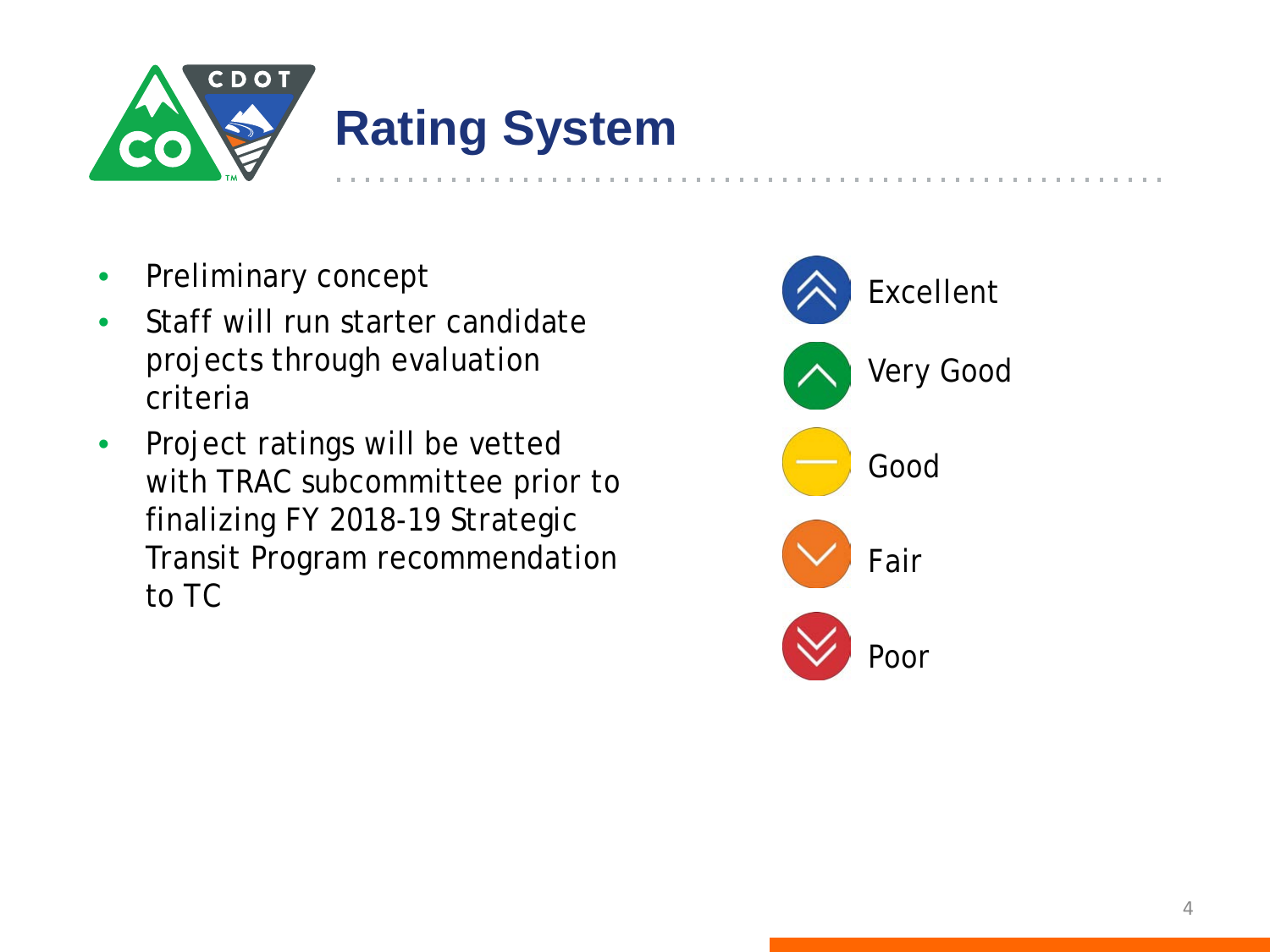# Rating System

- Preliminary concept
- Staff will run starter candidate projects through evaluation criteria
- Project ratings will be vetted with TRAC subcommittee prior to finalizing FY 2018-19 Strategic Transit Program recommendation to TC

Excellent

Very Good

Good

Fair

Poor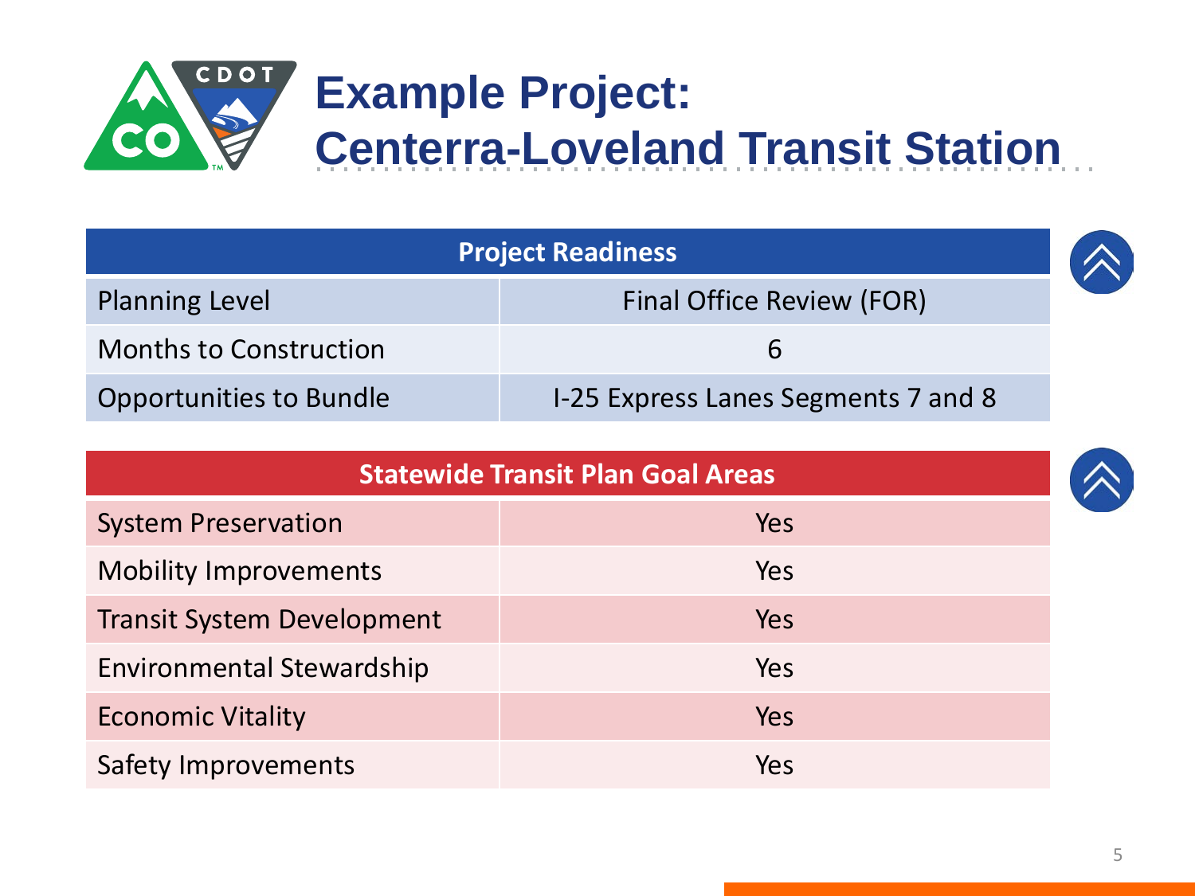# Example Project: Centerra-Loveland Transit Station

| Project Readiness | |
|---|---|
| Planning Level | Final Office Review (FOR) |
| Months to Construction | 6 |
| Opportunities to Bundle | I-25 Express Lanes Segments 7 and 8 |

| Statewide Transit Plan Goal Areas | |
|---|---|
| System Preservation | Yes |
| Mobility Improvements | Yes |
| Transit System Development | Yes |
| Environmental Stewardship | Yes |
| Economic Vitality | Yes |
| Safety Improvements | Yes |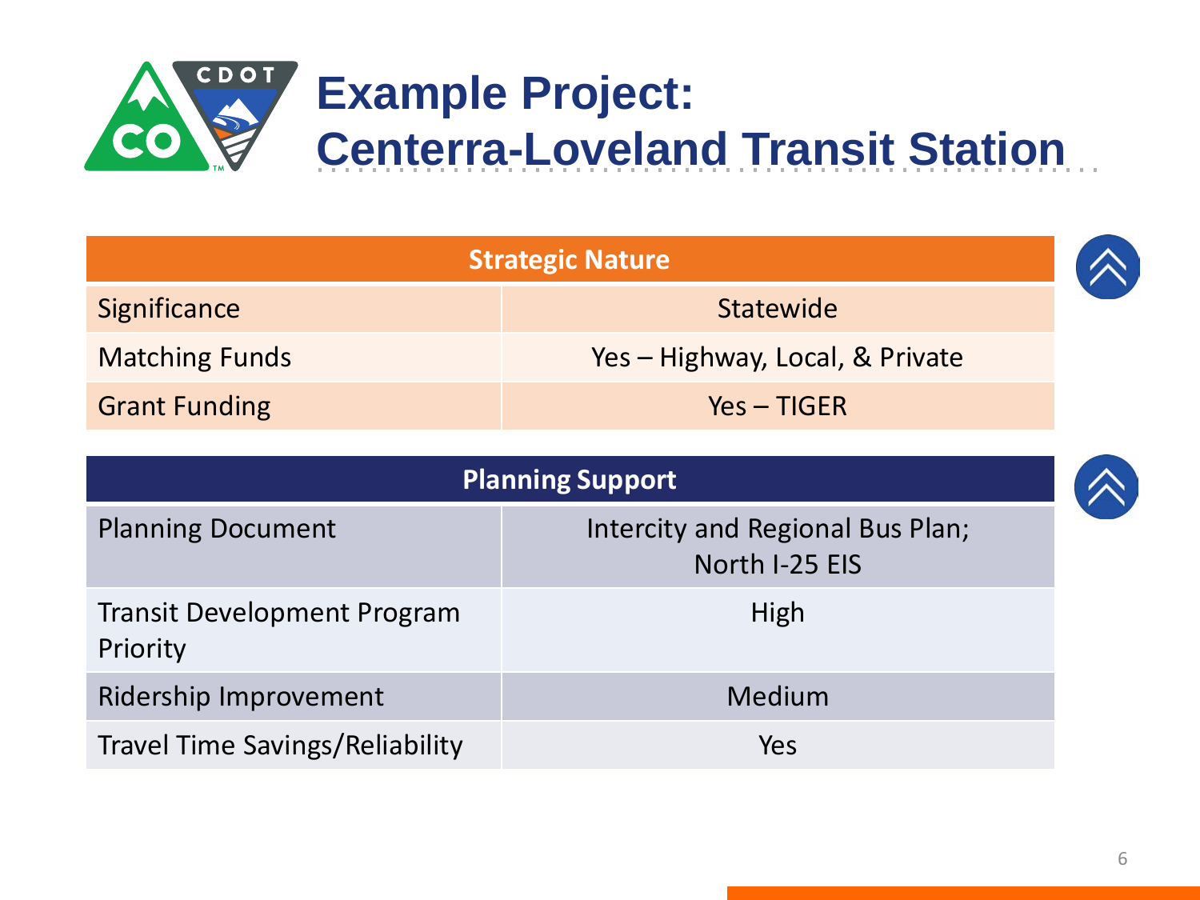# Example Project: Centerra-Loveland Transit Station

| Strategic Nature | |
|---|---|
| Significance | Statewide |
| Matching Funds | Yes – Highway, Local, & Private |
| Grant Funding | Yes – TIGER |

| Planning Support | |
|---|---|
| Planning Document | Intercity and Regional Bus Plan; North I-25 EIS |
| Transit Development Program Priority | High |
| Ridership Improvement | Medium |
| Travel Time Savings/Reliability | Yes |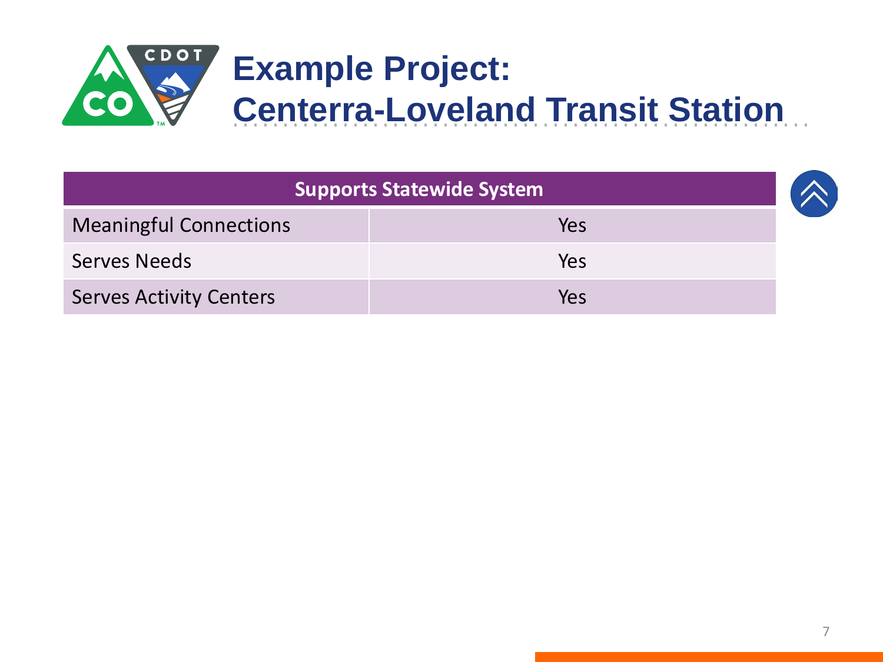# Example Project: Centerra-Loveland Transit Station

| Supports Statewide System | |
|---|---|
| Meaningful Connections | Yes |
| Serves Needs | Yes |
| Serves Activity Centers | Yes |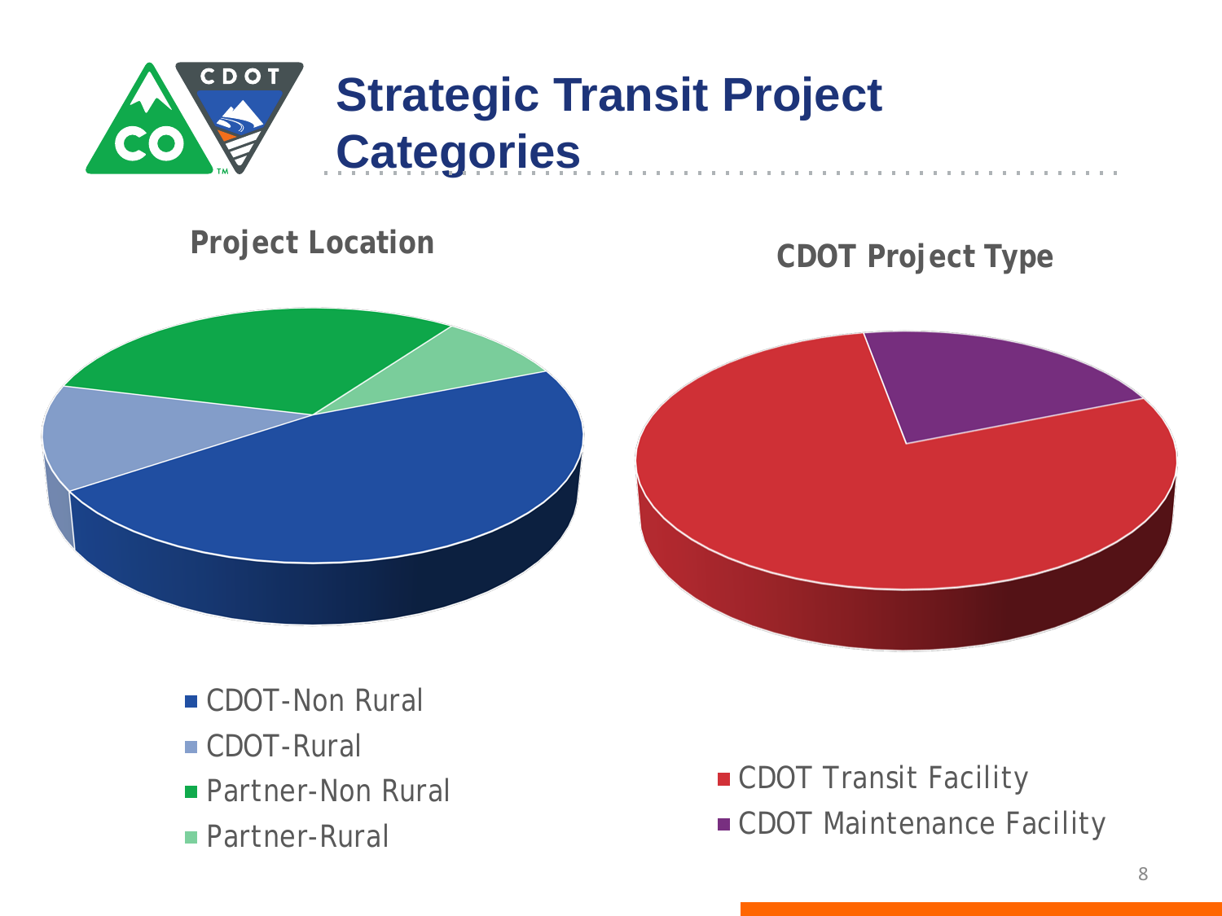# Strategic Transit Project Categories

## Project Location

- CDOT-Non Rural
- CDOT-Rural
- Partner-Non Rural
- Partner-Rural

## CDOT Project Type

- CDOT Transit Facility
- CDOT Maintenance Facility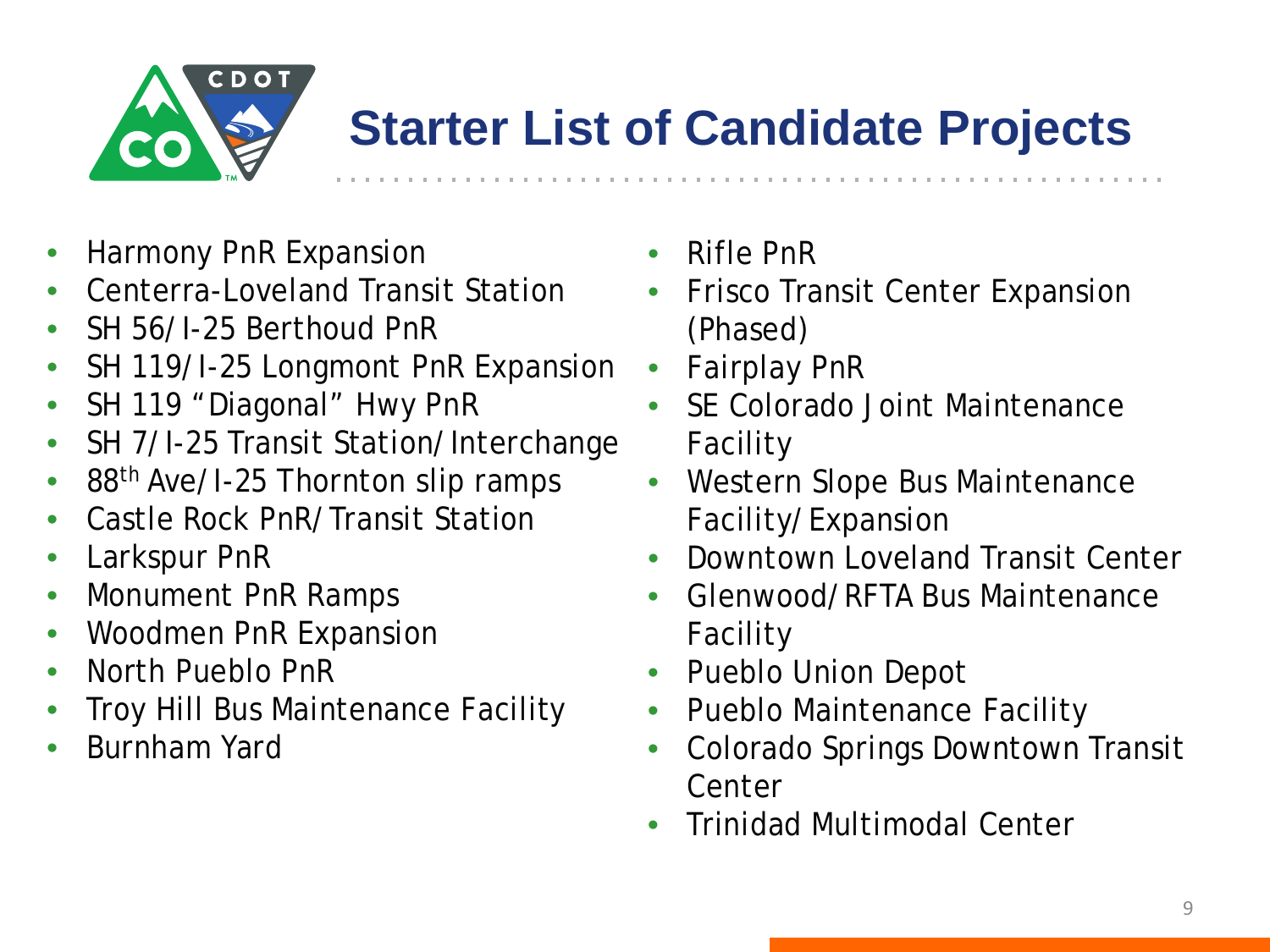# Starter List of Candidate Projects

- Harmony PnR Expansion
- Centerra-Loveland Transit Station
- SH 56/I-25 Berthoud PnR
- SH 119/I-25 Longmont PnR Expansion
- SH 119 "Diagonal" Hwy PnR
- SH 7/I-25 Transit Station/Interchange
- 88th Ave/I-25 Thornton slip ramps
- Castle Rock PnR/Transit Station
- Larkspur PnR
- Monument PnR Ramps
- Woodmen PnR Expansion
- North Pueblo PnR
- Troy Hill Bus Maintenance Facility
- Burnham Yard
- Rifle PnR
- Frisco Transit Center Expansion (Phased)
- Fairplay PnR
- SE Colorado Joint Maintenance Facility
- Western Slope Bus Maintenance Facility/Expansion
- Downtown Loveland Transit Center
- Glenwood/RFTA Bus Maintenance Facility
- Pueblo Union Depot
- Pueblo Maintenance Facility
- Colorado Springs Downtown Transit Center
- Trinidad Multimodal Center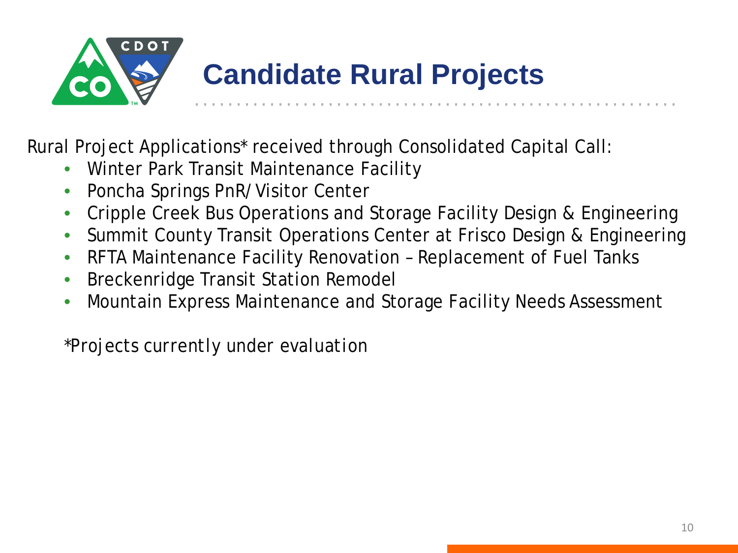# Candidate Rural Projects

Rural Project Applications* received through Consolidated Capital Call:

- Winter Park Transit Maintenance Facility
- Poncha Springs PnR/Visitor Center
- Cripple Creek Bus Operations and Storage Facility Design & Engineering
- Summit County Transit Operations Center at Frisco Design & Engineering
- RFTA Maintenance Facility Renovation – Replacement of Fuel Tanks
- Breckenridge Transit Station Remodel
- Mountain Express Maintenance and Storage Facility Needs Assessment

*Projects currently under evaluation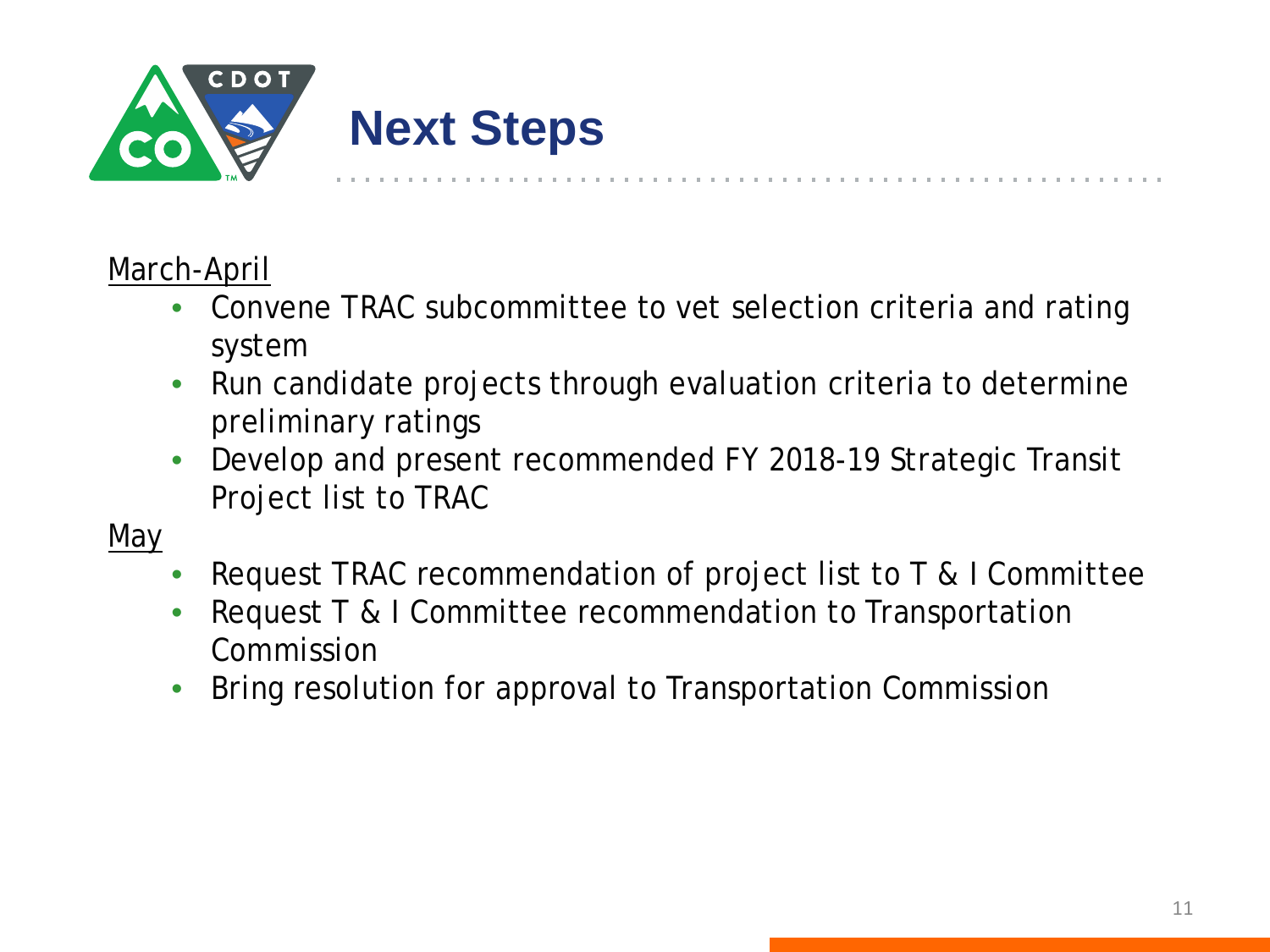# Next Steps

March-April

- Convene TRAC subcommittee to vet selection criteria and rating system
- Run candidate projects through evaluation criteria to determine preliminary ratings
- Develop and present recommended FY 2018-19 Strategic Transit Project list to TRAC

May

- Request TRAC recommendation of project list to T & I Committee
- Request T & I Committee recommendation to Transportation Commission
- Bring resolution for approval to Transportation Commission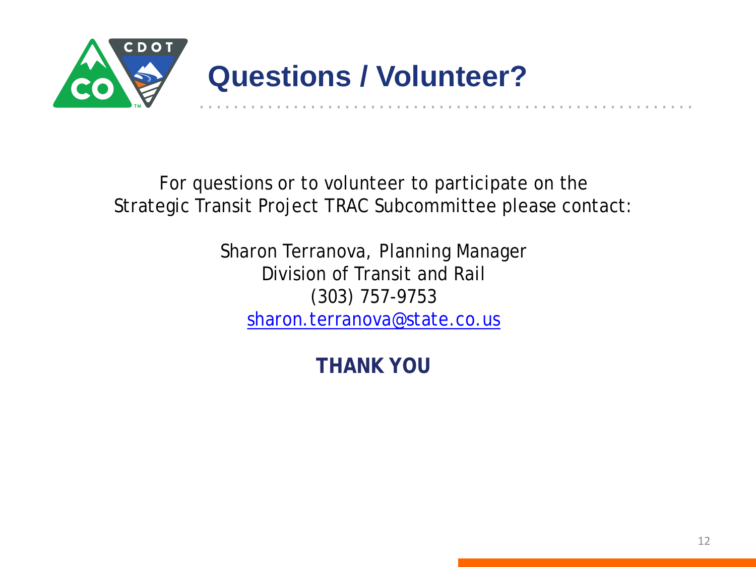# Questions / Volunteer?

For questions or to volunteer to participate on the Strategic Transit Project TRAC Subcommittee please contact:

Sharon Terranova, Planning Manager
Division of Transit and Rail
(303) 757-9753
sharon.terranova@state.co.us

**THANK YOU**